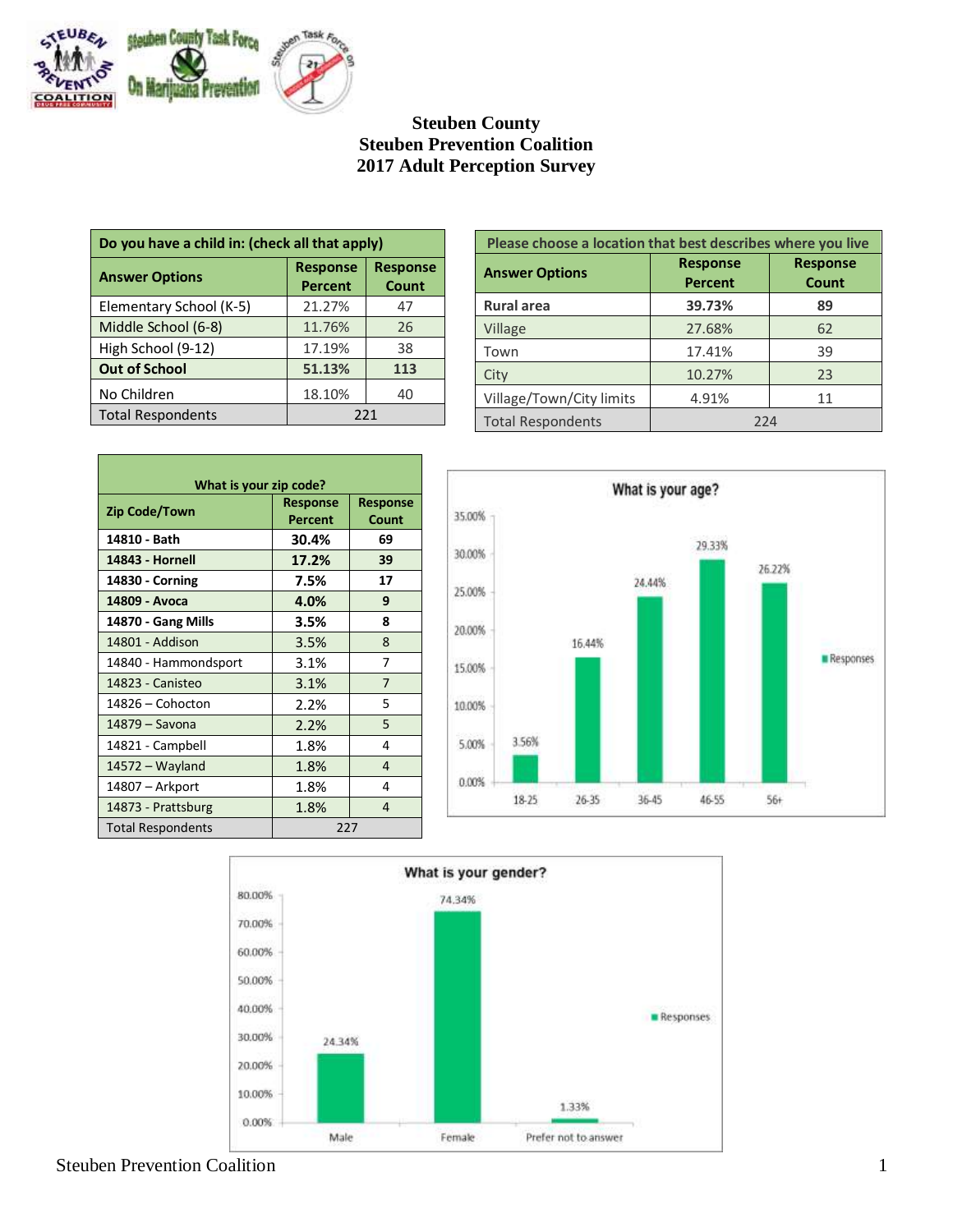# Steuben County
# Steuben Prevention Coalition
# 2017 Adult Perception Survey

| Do you have a child in: (check all that apply) | | |
|---|---|---|
| **Answer Options** | **Response Percent** | **Response Count** |
| Elementary School (K-5) | 21.27% | 47 |
| Middle School (6-8) | 11.76% | 26 |
| High School (9-12) | 17.19% | 38 |
| **Out of School** | **51.13%** | **113** |
| No Children | 18.10% | 40 |
| Total Respondents | 221 | |

| Please choose a location that best describes where you live | | |
|---|---|---|
| **Answer Options** | **Response Percent** | **Response Count** |
| **Rural area** | **39.73%** | **89** |
| Village | 27.68% | 62 |
| Town | 17.41% | 39 |
| City | 10.27% | 23 |
| Village/Town/City limits | 4.91% | 11 |
| Total Respondents | 224 | |

| What is your zip code? | | |
|---|---|---|
| **Zip Code/Town** | **Response Percent** | **Response Count** |
| **14810 - Bath** | **30.4%** | **69** |
| **14843 - Hornell** | **17.2%** | **39** |
| **14830 - Corning** | **7.5%** | **17** |
| **14809 - Avoca** | **4.0%** | **9** |
| **14870 - Gang Mills** | **3.5%** | **8** |
| 14801 - Addison | 3.5% | 8 |
| 14840 - Hammondsport | 3.1% | 7 |
| 14823 - Canisteo | 3.1% | 7 |
| 14826 – Cohocton | 2.2% | 5 |
| 14879 – Savona | 2.2% | 5 |
| 14821 - Campbell | 1.8% | 4 |
| 14572 – Wayland | 1.8% | 4 |
| 14807 – Arkport | 1.8% | 4 |
| 14873 - Prattsburg | 1.8% | 4 |
| Total Respondents | 227 | |

**What is your age?**

| Age | Responses |
|---|---|
| 18-25 | 3.56% |
| 26-35 | 16.44% |
| 36-45 | 24.44% |
| 46-55 | 29.33% |
| 56+ | 26.22% |

**What is your gender?**

| Gender | Responses |
|---|---|
| Male | 24.34% |
| Female | 74.34% |
| Prefer not to answer | 1.33% |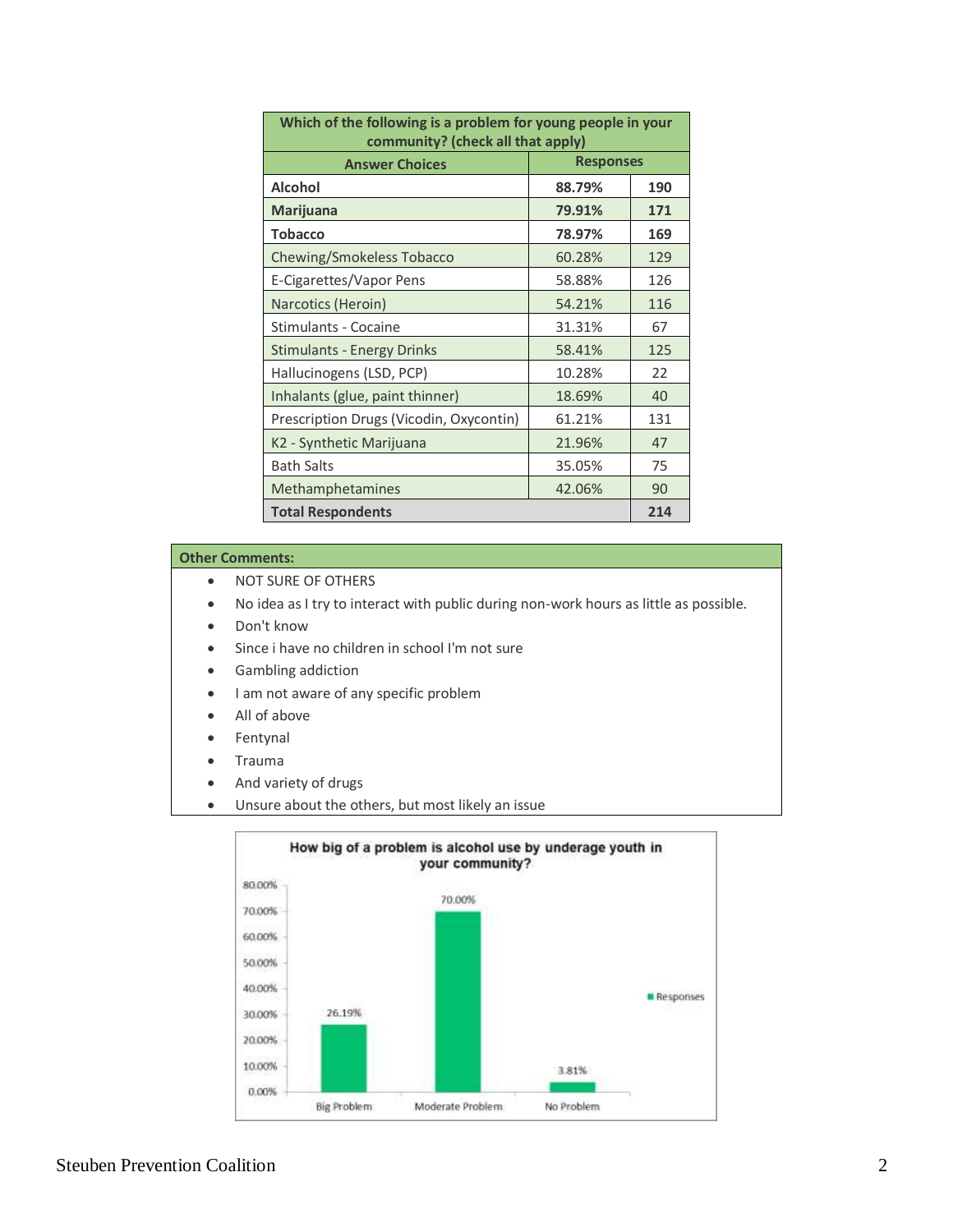| Which of the following is a problem for young people in your community? (check all that apply) | | |
|---|---|---|
| **Answer Choices** | **Responses** | |
| **Alcohol** | **88.79%** | **190** |
| **Marijuana** | **79.91%** | **171** |
| **Tobacco** | **78.97%** | **169** |
| Chewing/Smokeless Tobacco | 60.28% | 129 |
| E-Cigarettes/Vapor Pens | 58.88% | 126 |
| Narcotics (Heroin) | 54.21% | 116 |
| Stimulants - Cocaine | 31.31% | 67 |
| Stimulants - Energy Drinks | 58.41% | 125 |
| Hallucinogens (LSD, PCP) | 10.28% | 22 |
| Inhalants (glue, paint thinner) | 18.69% | 40 |
| Prescription Drugs (Vicodin, Oxycontin) | 61.21% | 131 |
| K2 - Synthetic Marijuana | 21.96% | 47 |
| Bath Salts | 35.05% | 75 |
| Methamphetamines | 42.06% | 90 |
| **Total Respondents** | | **214** |

**Other Comments:**

- NOT SURE OF OTHERS
- No idea as I try to interact with public during non-work hours as little as possible.
- Don't know
- Since i have no children in school I'm not sure
- Gambling addiction
- I am not aware of any specific problem
- All of above
- Fentynal
- Trauma
- And variety of drugs
- Unsure about the others, but most likely an issue

**How big of a problem is alcohol use by underage youth in your community?**

| | Responses |
|---|---|
| Big Problem | 26.19% |
| Moderate Problem | 70.00% |
| No Problem | 3.81% |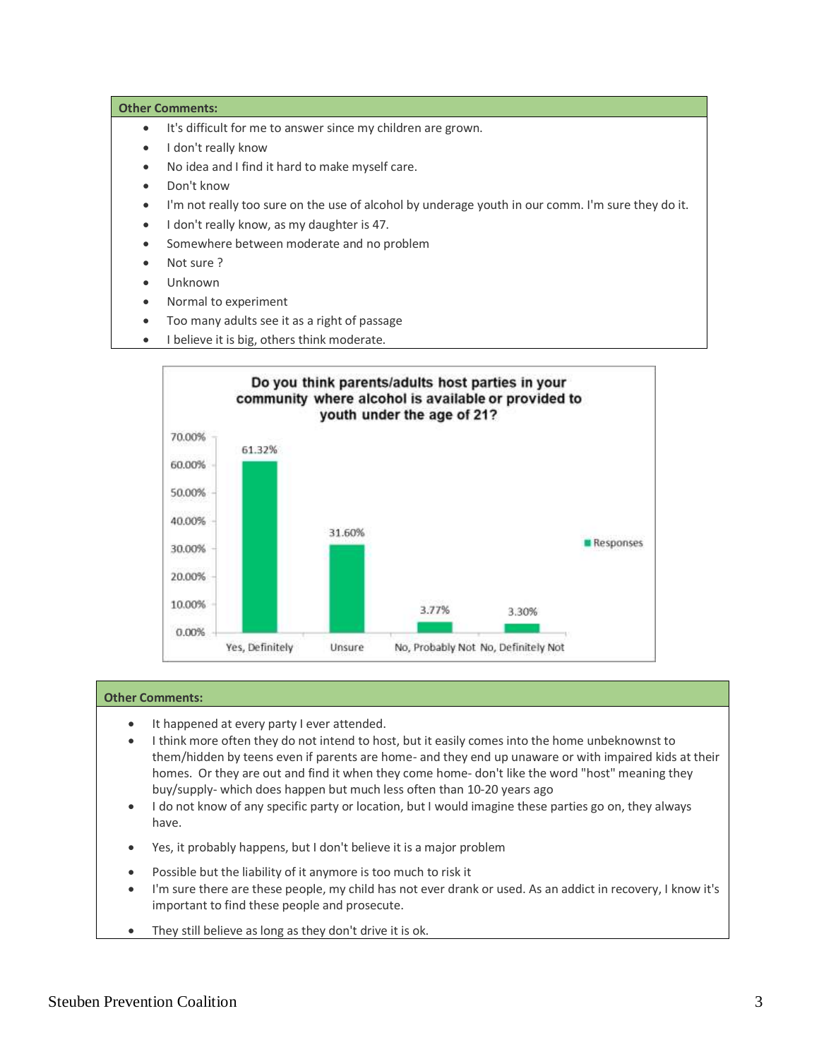**Other Comments:**

- It's difficult for me to answer since my children are grown.
- I don't really know
- No idea and I find it hard to make myself care.
- Don't know
- I'm not really too sure on the use of alcohol by underage youth in our comm. I'm sure they do it.
- I don't really know, as my daughter is 47.
- Somewhere between moderate and no problem
- Not sure ?
- Unknown
- Normal to experiment
- Too many adults see it as a right of passage
- I believe it is big, others think moderate.

**Do you think parents/adults host parties in your community where alcohol is available or provided to youth under the age of 21?**

| Response | Responses |
|---|---|
| Yes, Definitely | 61.32% |
| Unsure | 31.60% |
| No, Probably Not | 3.77% |
| No, Definitely Not | 3.30% |

**Other Comments:**

- It happened at every party I ever attended.
- I think more often they do not intend to host, but it easily comes into the home unbeknownst to them/hidden by teens even if parents are home- and they end up unaware or with impaired kids at their homes. Or they are out and find it when they come home- don't like the word "host" meaning they buy/supply- which does happen but much less often than 10-20 years ago
- I do not know of any specific party or location, but I would imagine these parties go on, they always have.
- Yes, it probably happens, but I don't believe it is a major problem
- Possible but the liability of it anymore is too much to risk it
- I'm sure there are these people, my child has not ever drank or used. As an addict in recovery, I know it's important to find these people and prosecute.
- They still believe as long as they don't drive it is ok.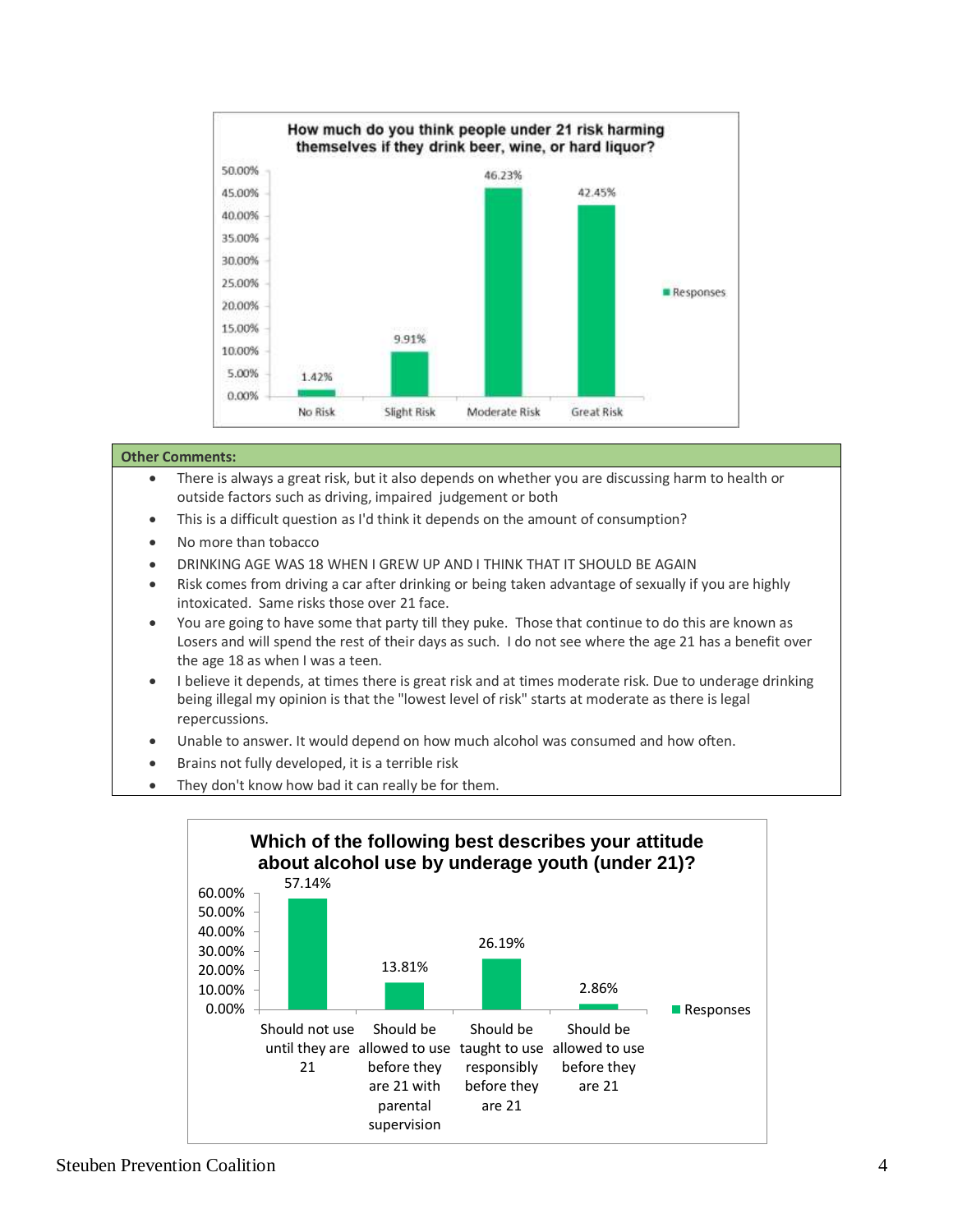**How much do you think people under 21 risk harming themselves if they drink beer, wine, or hard liquor?**

| Response | Responses |
|---|---|
| No Risk | 1.42% |
| Slight Risk | 9.91% |
| Moderate Risk | 46.23% |
| Great Risk | 42.45% |

**Other Comments:**

- There is always a great risk, but it also depends on whether you are discussing harm to health or outside factors such as driving, impaired judgement or both
- This is a difficult question as I'd think it depends on the amount of consumption?
- No more than tobacco
- DRINKING AGE WAS 18 WHEN I GREW UP AND I THINK THAT IT SHOULD BE AGAIN
- Risk comes from driving a car after drinking or being taken advantage of sexually if you are highly intoxicated. Same risks those over 21 face.
- You are going to have some that party till they puke. Those that continue to do this are known as Losers and will spend the rest of their days as such. I do not see where the age 21 has a benefit over the age 18 as when I was a teen.
- I believe it depends, at times there is great risk and at times moderate risk. Due to underage drinking being illegal my opinion is that the "lowest level of risk" starts at moderate as there is legal repercussions.
- Unable to answer. It would depend on how much alcohol was consumed and how often.
- Brains not fully developed, it is a terrible risk
- They don't know how bad it can really be for them.

**Which of the following best describes your attitude about alcohol use by underage youth (under 21)?**

| Response | Responses |
|---|---|
| Should not use until they are 21 | 57.14% |
| Should be allowed to use before they are 21 with parental supervision | 13.81% |
| Should be taught to use responsibly before they are 21 | 26.19% |
| Should be allowed to use before they are 21 | 2.86% |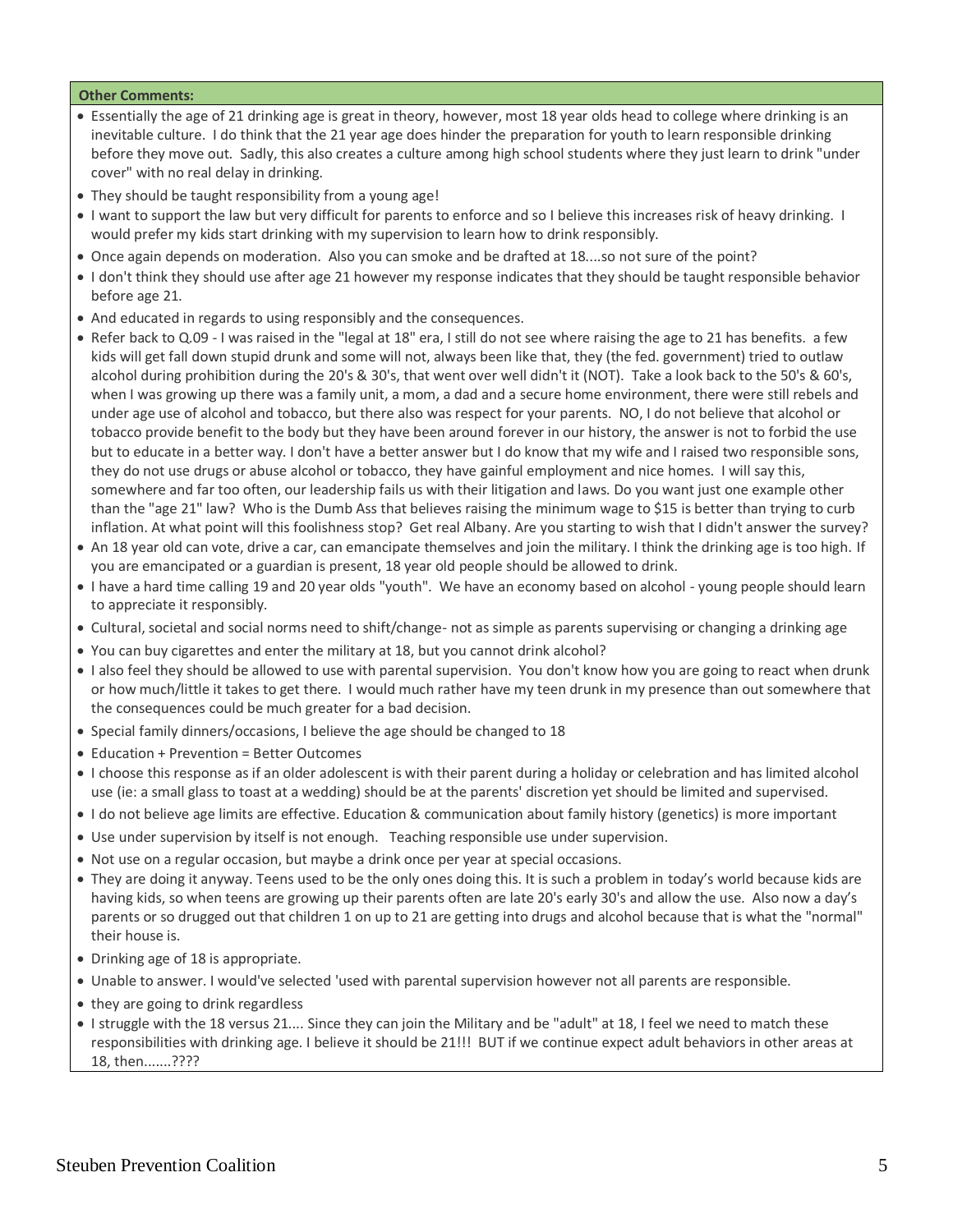**Other Comments:**

- Essentially the age of 21 drinking age is great in theory, however, most 18 year olds head to college where drinking is an inevitable culture. I do think that the 21 year age does hinder the preparation for youth to learn responsible drinking before they move out. Sadly, this also creates a culture among high school students where they just learn to drink "under cover" with no real delay in drinking.
- They should be taught responsibility from a young age!
- I want to support the law but very difficult for parents to enforce and so I believe this increases risk of heavy drinking. I would prefer my kids start drinking with my supervision to learn how to drink responsibly.
- Once again depends on moderation. Also you can smoke and be drafted at 18....so not sure of the point?
- I don't think they should use after age 21 however my response indicates that they should be taught responsible behavior before age 21.
- And educated in regards to using responsibly and the consequences.
- Refer back to Q.09 - I was raised in the "legal at 18" era, I still do not see where raising the age to 21 has benefits. a few kids will get fall down stupid drunk and some will not, always been like that, they (the fed. government) tried to outlaw alcohol during prohibition during the 20's & 30's, that went over well didn't it (NOT). Take a look back to the 50's & 60's, when I was growing up there was a family unit, a mom, a dad and a secure home environment, there were still rebels and under age use of alcohol and tobacco, but there also was respect for your parents. NO, I do not believe that alcohol or tobacco provide benefit to the body but they have been around forever in our history, the answer is not to forbid the use but to educate in a better way. I don't have a better answer but I do know that my wife and I raised two responsible sons, they do not use drugs or abuse alcohol or tobacco, they have gainful employment and nice homes. I will say this, somewhere and far too often, our leadership fails us with their litigation and laws. Do you want just one example other than the "age 21" law? Who is the Dumb Ass that believes raising the minimum wage to $15 is better than trying to curb inflation. At what point will this foolishness stop? Get real Albany. Are you starting to wish that I didn't answer the survey?
- An 18 year old can vote, drive a car, can emancipate themselves and join the military. I think the drinking age is too high. If you are emancipated or a guardian is present, 18 year old people should be allowed to drink.
- I have a hard time calling 19 and 20 year olds "youth". We have an economy based on alcohol - young people should learn to appreciate it responsibly.
- Cultural, societal and social norms need to shift/change- not as simple as parents supervising or changing a drinking age
- You can buy cigarettes and enter the military at 18, but you cannot drink alcohol?
- I also feel they should be allowed to use with parental supervision. You don't know how you are going to react when drunk or how much/little it takes to get there. I would much rather have my teen drunk in my presence than out somewhere that the consequences could be much greater for a bad decision.
- Special family dinners/occasions, I believe the age should be changed to 18
- Education + Prevention = Better Outcomes
- I choose this response as if an older adolescent is with their parent during a holiday or celebration and has limited alcohol use (ie: a small glass to toast at a wedding) should be at the parents' discretion yet should be limited and supervised.
- I do not believe age limits are effective. Education & communication about family history (genetics) is more important
- Use under supervision by itself is not enough. Teaching responsible use under supervision.
- Not use on a regular occasion, but maybe a drink once per year at special occasions.
- They are doing it anyway. Teens used to be the only ones doing this. It is such a problem in today's world because kids are having kids, so when teens are growing up their parents often are late 20's early 30's and allow the use. Also now a day's parents or so drugged out that children 1 on up to 21 are getting into drugs and alcohol because that is what the "normal" their house is.
- Drinking age of 18 is appropriate.
- Unable to answer. I would've selected 'used with parental supervision however not all parents are responsible.
- they are going to drink regardless
- I struggle with the 18 versus 21.... Since they can join the Military and be "adult" at 18, I feel we need to match these responsibilities with drinking age. I believe it should be 21!!! BUT if we continue expect adult behaviors in other areas at 18, then.......????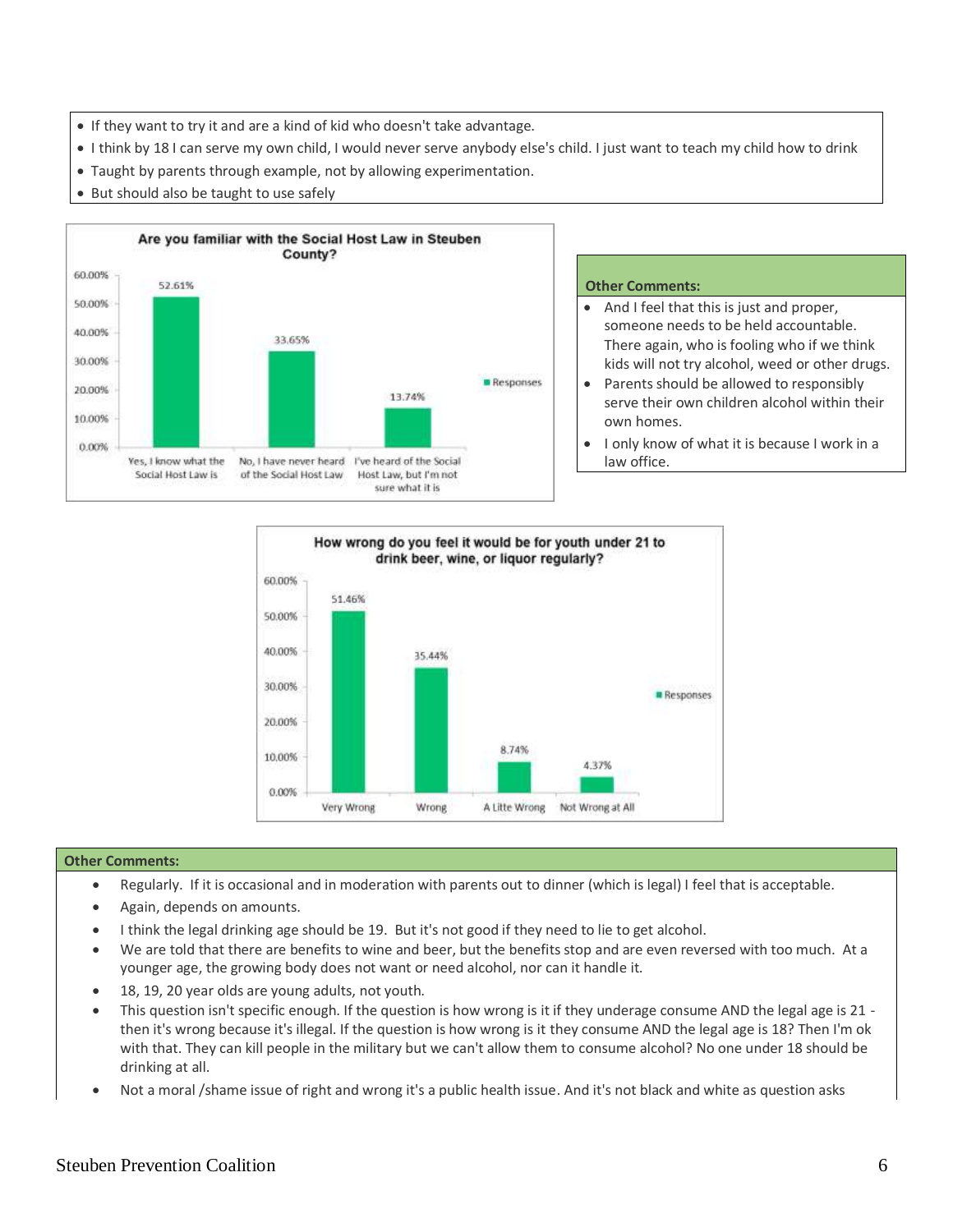- If they want to try it and are a kind of kid who doesn't take advantage.
- I think by 18 I can serve my own child, I would never serve anybody else's child. I just want to teach my child how to drink
- Taught by parents through example, not by allowing experimentation.
- But should also be taught to use safely

**Are you familiar with the Social Host Law in Steuben County?**

| Response | Responses |
|---|---|
| Yes, I know what the Social Host Law is | 52.61% |
| No, I have never heard of the Social Host Law | 33.65% |
| I've heard of the Social Host Law, but I'm not sure what it is | 13.74% |

**Other Comments:**

- And I feel that this is just and proper, someone needs to be held accountable. There again, who is fooling who if we think kids will not try alcohol, weed or other drugs.
- Parents should be allowed to responsibly serve their own children alcohol within their own homes.
- I only know of what it is because I work in a law office.

**How wrong do you feel it would be for youth under 21 to drink beer, wine, or liquor regularly?**

| Response | Responses |
|---|---|
| Very Wrong | 51.46% |
| Wrong | 35.44% |
| A Litte Wrong | 8.74% |
| Not Wrong at All | 4.37% |

**Other Comments:**

- Regularly. If it is occasional and in moderation with parents out to dinner (which is legal) I feel that is acceptable.
- Again, depends on amounts.
- I think the legal drinking age should be 19. But it's not good if they need to lie to get alcohol.
- We are told that there are benefits to wine and beer, but the benefits stop and are even reversed with too much. At a younger age, the growing body does not want or need alcohol, nor can it handle it.
- 18, 19, 20 year olds are young adults, not youth.
- This question isn't specific enough. If the question is how wrong is it if they underage consume AND the legal age is 21 - then it's wrong because it's illegal. If the question is how wrong is it they consume AND the legal age is 18? Then I'm ok with that. They can kill people in the military but we can't allow them to consume alcohol? No one under 18 should be drinking at all.
- Not a moral /shame issue of right and wrong it's a public health issue. And it's not black and white as question asks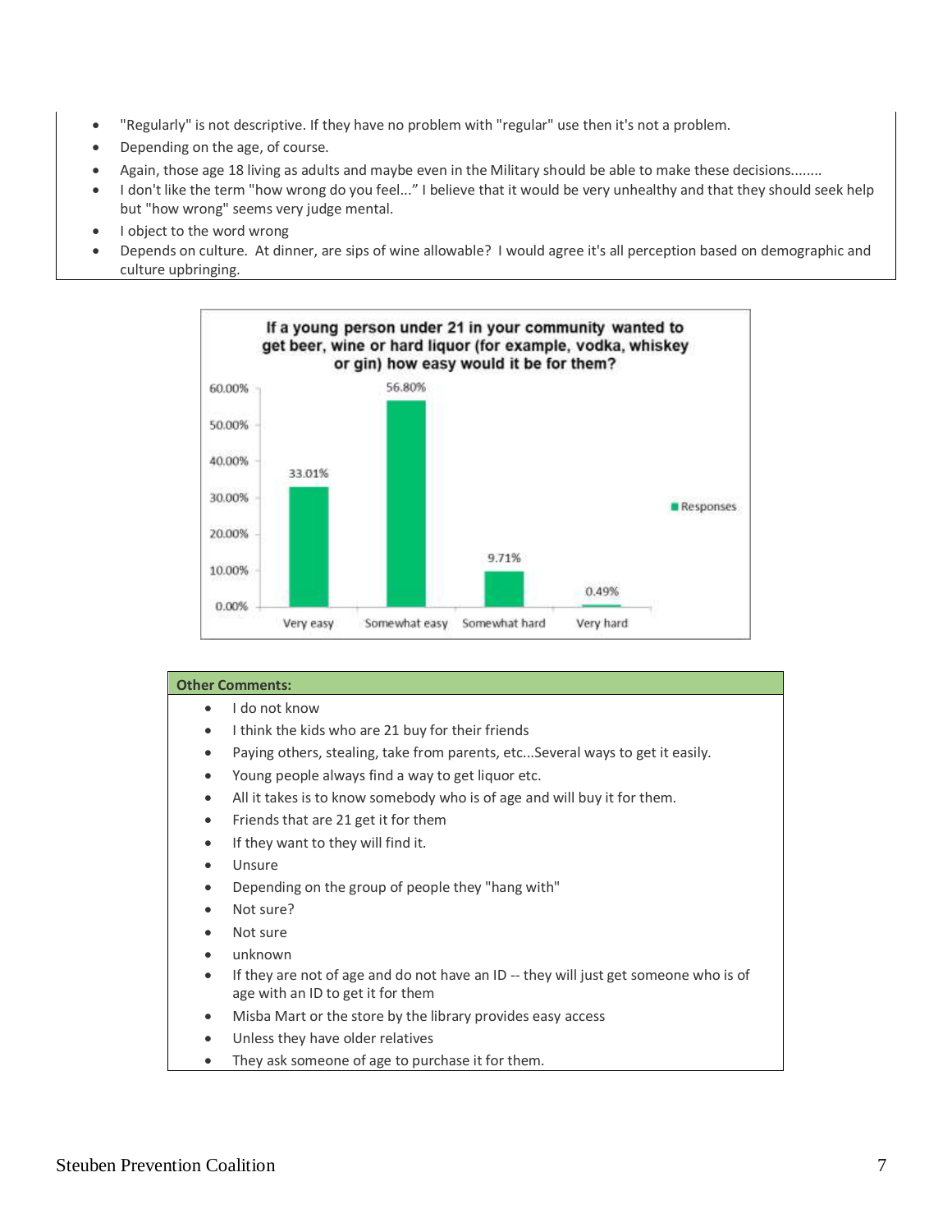- "Regularly" is not descriptive. If they have no problem with "regular" use then it's not a problem.
- Depending on the age, of course.
- Again, those age 18 living as adults and maybe even in the Military should be able to make these decisions........
- I don't like the term "how wrong do you feel..." I believe that it would be very unhealthy and that they should seek help but "how wrong" seems very judge mental.
- I object to the word wrong
- Depends on culture. At dinner, are sips of wine allowable? I would agree it's all perception based on demographic and culture upbringing.

**If a young person under 21 in your community wanted to get beer, wine or hard liquor (for example, vodka, whiskey or gin) how easy would it be for them?**

| Response | Responses |
|---|---|
| Very easy | 33.01% |
| Somewhat easy | 56.80% |
| Somewhat hard | 9.71% |
| Very hard | 0.49% |

**Other Comments:**

- I do not know
- I think the kids who are 21 buy for their friends
- Paying others, stealing, take from parents, etc...Several ways to get it easily.
- Young people always find a way to get liquor etc.
- All it takes is to know somebody who is of age and will buy it for them.
- Friends that are 21 get it for them
- If they want to they will find it.
- Unsure
- Depending on the group of people they "hang with"
- Not sure?
- Not sure
- unknown
- If they are not of age and do not have an ID -- they will just get someone who is of age with an ID to get it for them
- Misba Mart or the store by the library provides easy access
- Unless they have older relatives
- They ask someone of age to purchase it for them.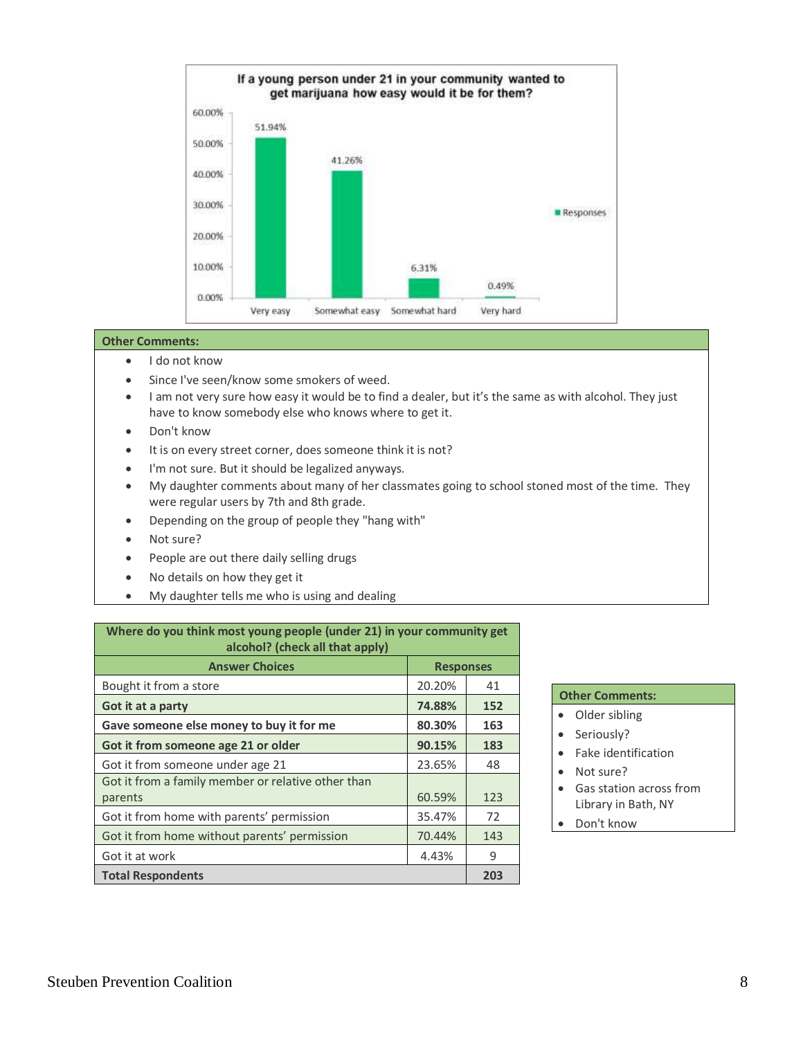**If a young person under 21 in your community wanted to get marijuana how easy would it be for them?**

| Response | Percentage |
|---|---|
| Very easy | 51.94% |
| Somewhat easy | 41.26% |
| Somewhat hard | 6.31% |
| Very hard | 0.49% |

**Other Comments:**

- I do not know
- Since I've seen/know some smokers of weed.
- I am not very sure how easy it would be to find a dealer, but it's the same as with alcohol. They just have to know somebody else who knows where to get it.
- Don't know
- It is on every street corner, does someone think it is not?
- I'm not sure. But it should be legalized anyways.
- My daughter comments about many of her classmates going to school stoned most of the time. They were regular users by 7th and 8th grade.
- Depending on the group of people they "hang with"
- Not sure?
- People are out there daily selling drugs
- No details on how they get it
- My daughter tells me who is using and dealing

**Where do you think most young people (under 21) in your community get alcohol? (check all that apply)**

| Answer Choices | Responses | |
|---|---|---|
| Bought it from a store | 20.20% | 41 |
| **Got it at a party** | **74.88%** | **152** |
| **Gave someone else money to buy it for me** | **80.30%** | **163** |
| **Got it from someone age 21 or older** | **90.15%** | **183** |
| Got it from someone under age 21 | 23.65% | 48 |
| Got it from a family member or relative other than parents | 60.59% | 123 |
| Got it from home with parents' permission | 35.47% | 72 |
| Got it from home without parents' permission | 70.44% | 143 |
| Got it at work | 4.43% | 9 |
| **Total Respondents** | | **203** |

**Other Comments:**

- Older sibling
- Seriously?
- Fake identification
- Not sure?
- Gas station across from Library in Bath, NY
- Don't know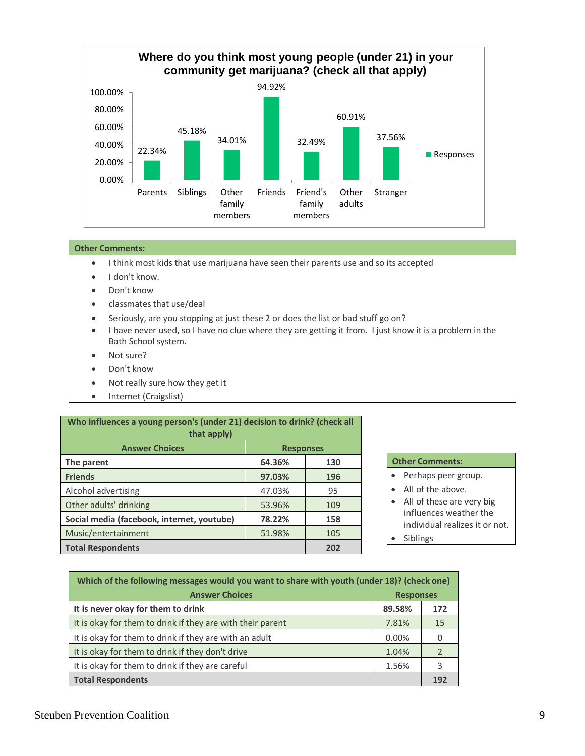**Where do you think most young people (under 21) in your community get marijuana? (check all that apply)**

| Source | Responses |
|---|---|
| Parents | 22.34% |
| Siblings | 45.18% |
| Other family members | 34.01% |
| Friends | 94.92% |
| Friend's family members | 32.49% |
| Other adults | 60.91% |
| Stranger | 37.56% |

**Other Comments:**

- I think most kids that use marijuana have seen their parents use and so its accepted
- I don't know.
- Don't know
- classmates that use/deal
- Seriously, are you stopping at just these 2 or does the list or bad stuff go on?
- I have never used, so I have no clue where they are getting it from. I just know it is a problem in the Bath School system.
- Not sure?
- Don't know
- Not really sure how they get it
- Internet (Craigslist)

| Who influences a young person's (under 21) decision to drink? (check all that apply) | | |
|---|---|---|
| **Answer Choices** | **Responses** | |
| **The parent** | **64.36%** | **130** |
| **Friends** | **97.03%** | **196** |
| Alcohol advertising | 47.03% | 95 |
| Other adults' drinking | 53.96% | 109 |
| **Social media (facebook, internet, youtube)** | **78.22%** | **158** |
| Music/entertainment | 51.98% | 105 |
| **Total Respondents** | | **202** |

**Other Comments:**

- Perhaps peer group.
- All of the above.
- All of these are very big influences weather the individual realizes it or not.
- Siblings

| Which of the following messages would you want to share with youth (under 18)? (check one) | | |
|---|---|---|
| **Answer Choices** | **Responses** | |
| **It is never okay for them to drink** | **89.58%** | **172** |
| It is okay for them to drink if they are with their parent | 7.81% | 15 |
| It is okay for them to drink if they are with an adult | 0.00% | 0 |
| It is okay for them to drink if they don't drive | 1.04% | 2 |
| It is okay for them to drink if they are careful | 1.56% | 3 |
| **Total Respondents** | | **192** |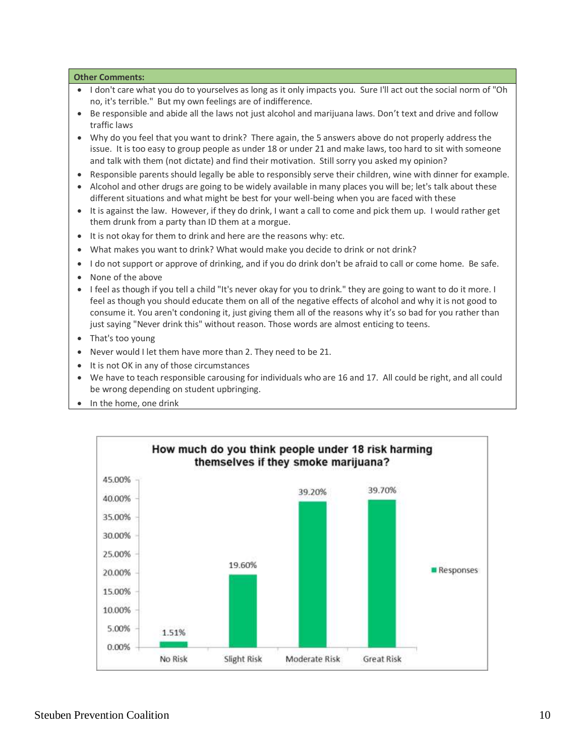**Other Comments:**

- I don't care what you do to yourselves as long as it only impacts you. Sure I'll act out the social norm of "Oh no, it's terrible." But my own feelings are of indifference.
- Be responsible and abide all the laws not just alcohol and marijuana laws. Don't text and drive and follow traffic laws
- Why do you feel that you want to drink? There again, the 5 answers above do not properly address the issue. It is too easy to group people as under 18 or under 21 and make laws, too hard to sit with someone and talk with them (not dictate) and find their motivation. Still sorry you asked my opinion?
- Responsible parents should legally be able to responsibly serve their children, wine with dinner for example.
- Alcohol and other drugs are going to be widely available in many places you will be; let's talk about these different situations and what might be best for your well-being when you are faced with these
- It is against the law. However, if they do drink, I want a call to come and pick them up. I would rather get them drunk from a party than ID them at a morgue.
- It is not okay for them to drink and here are the reasons why: etc.
- What makes you want to drink? What would make you decide to drink or not drink?
- I do not support or approve of drinking, and if you do drink don't be afraid to call or come home. Be safe.
- None of the above
- I feel as though if you tell a child "It's never okay for you to drink." they are going to want to do it more. I feel as though you should educate them on all of the negative effects of alcohol and why it is not good to consume it. You aren't condoning it, just giving them all of the reasons why it's so bad for you rather than just saying "Never drink this" without reason. Those words are almost enticing to teens.
- That's too young
- Never would I let them have more than 2. They need to be 21.
- It is not OK in any of those circumstances
- We have to teach responsible carousing for individuals who are 16 and 17. All could be right, and all could be wrong depending on student upbringing.
- In the home, one drink

**How much do you think people under 18 risk harming themselves if they smoke marijuana?**

| | Responses |
|---|---|
| No Risk | 1.51% |
| Slight Risk | 19.60% |
| Moderate Risk | 39.20% |
| Great Risk | 39.70% |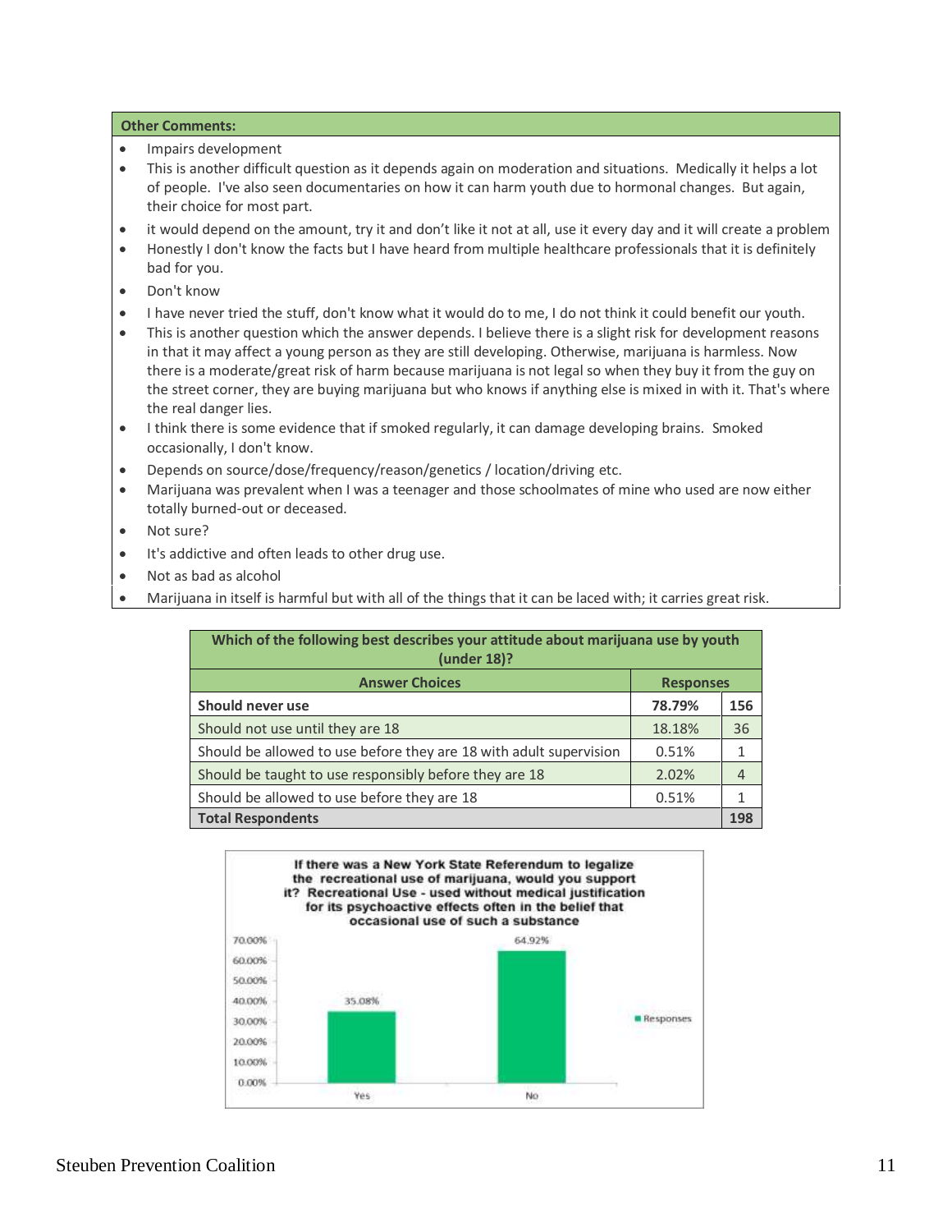**Other Comments:**

- Impairs development
- This is another difficult question as it depends again on moderation and situations. Medically it helps a lot of people. I've also seen documentaries on how it can harm youth due to hormonal changes. But again, their choice for most part.
- it would depend on the amount, try it and don't like it not at all, use it every day and it will create a problem
- Honestly I don't know the facts but I have heard from multiple healthcare professionals that it is definitely bad for you.
- Don't know
- I have never tried the stuff, don't know what it would do to me, I do not think it could benefit our youth.
- This is another question which the answer depends. I believe there is a slight risk for development reasons in that it may affect a young person as they are still developing. Otherwise, marijuana is harmless. Now there is a moderate/great risk of harm because marijuana is not legal so when they buy it from the guy on the street corner, they are buying marijuana but who knows if anything else is mixed in with it. That's where the real danger lies.
- I think there is some evidence that if smoked regularly, it can damage developing brains. Smoked occasionally, I don't know.
- Depends on source/dose/frequency/reason/genetics / location/driving etc.
- Marijuana was prevalent when I was a teenager and those schoolmates of mine who used are now either totally burned-out or deceased.
- Not sure?
- It's addictive and often leads to other drug use.
- Not as bad as alcohol
- Marijuana in itself is harmful but with all of the things that it can be laced with; it carries great risk.

| Which of the following best describes your attitude about marijuana use by youth (under 18)? | | |
|---|---|---|
| **Answer Choices** | **Responses** | |
| **Should never use** | **78.79%** | **156** |
| Should not use until they are 18 | 18.18% | 36 |
| Should be allowed to use before they are 18 with adult supervision | 0.51% | 1 |
| Should be taught to use responsibly before they are 18 | 2.02% | 4 |
| Should be allowed to use before they are 18 | 0.51% | 1 |
| **Total Respondents** | | **198** |

**If there was a New York State Referendum to legalize the recreational use of marijuana, would you support it? Recreational Use - used without medical justification for its psychoactive effects often in the belief that occasional use of such a substance**

| Answer | Responses |
|---|---|
| Yes | 35.08% |
| No | 64.92% |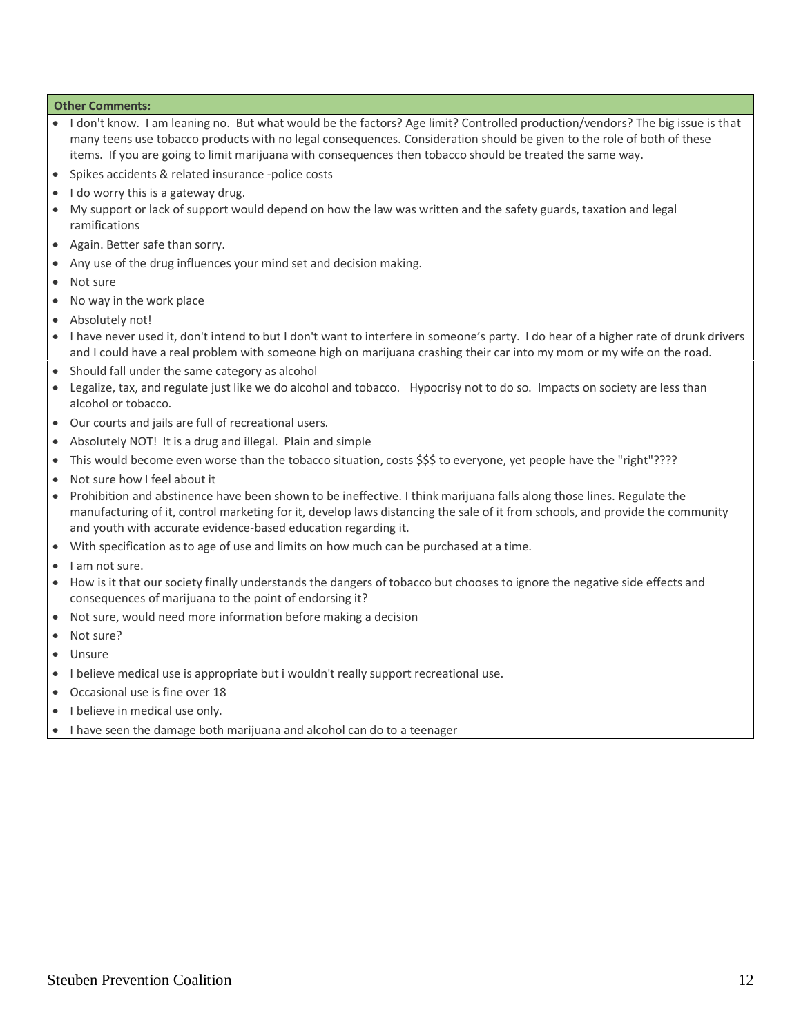**Other Comments:**

- I don't know. I am leaning no. But what would be the factors? Age limit? Controlled production/vendors? The big issue is that many teens use tobacco products with no legal consequences. Consideration should be given to the role of both of these items. If you are going to limit marijuana with consequences then tobacco should be treated the same way.
- Spikes accidents & related insurance -police costs
- I do worry this is a gateway drug.
- My support or lack of support would depend on how the law was written and the safety guards, taxation and legal ramifications
- Again. Better safe than sorry.
- Any use of the drug influences your mind set and decision making.
- Not sure
- No way in the work place
- Absolutely not!
- I have never used it, don't intend to but I don't want to interfere in someone's party. I do hear of a higher rate of drunk drivers and I could have a real problem with someone high on marijuana crashing their car into my mom or my wife on the road.
- Should fall under the same category as alcohol
- Legalize, tax, and regulate just like we do alcohol and tobacco. Hypocrisy not to do so. Impacts on society are less than alcohol or tobacco.
- Our courts and jails are full of recreational users.
- Absolutely NOT! It is a drug and illegal. Plain and simple
- This would become even worse than the tobacco situation, costs $$$ to everyone, yet people have the "right"????
- Not sure how I feel about it
- Prohibition and abstinence have been shown to be ineffective. I think marijuana falls along those lines. Regulate the manufacturing of it, control marketing for it, develop laws distancing the sale of it from schools, and provide the community and youth with accurate evidence-based education regarding it.
- With specification as to age of use and limits on how much can be purchased at a time.
- I am not sure.
- How is it that our society finally understands the dangers of tobacco but chooses to ignore the negative side effects and consequences of marijuana to the point of endorsing it?
- Not sure, would need more information before making a decision
- Not sure?
- Unsure
- I believe medical use is appropriate but i wouldn't really support recreational use.
- Occasional use is fine over 18
- I believe in medical use only.
- I have seen the damage both marijuana and alcohol can do to a teenager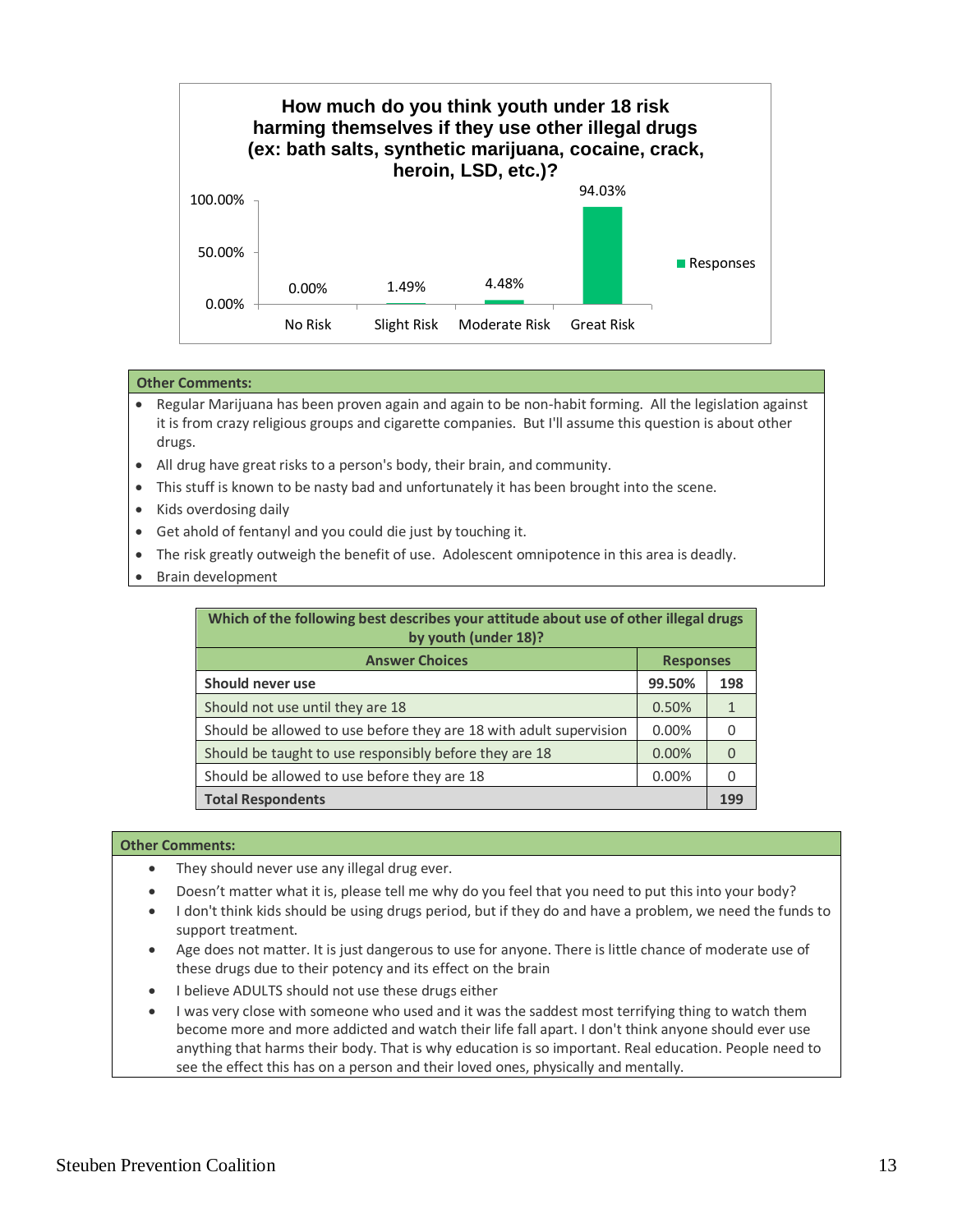**How much do you think youth under 18 risk harming themselves if they use other illegal drugs (ex: bath salts, synthetic marijuana, cocaine, crack, heroin, LSD, etc.)?**

| | Responses |
|---|---|
| No Risk | 0.00% |
| Slight Risk | 1.49% |
| Moderate Risk | 4.48% |
| Great Risk | 94.03% |

**Other Comments:**

- Regular Marijuana has been proven again and again to be non-habit forming. All the legislation against it is from crazy religious groups and cigarette companies. But I'll assume this question is about other drugs.
- All drug have great risks to a person's body, their brain, and community.
- This stuff is known to be nasty bad and unfortunately it has been brought into the scene.
- Kids overdosing daily
- Get ahold of fentanyl and you could die just by touching it.
- The risk greatly outweigh the benefit of use. Adolescent omnipotence in this area is deadly.
- Brain development

| Which of the following best describes your attitude about use of other illegal drugs by youth (under 18)? | | |
|---|---|---|
| **Answer Choices** | **Responses** | |
| **Should never use** | **99.50%** | **198** |
| Should not use until they are 18 | 0.50% | 1 |
| Should be allowed to use before they are 18 with adult supervision | 0.00% | 0 |
| Should be taught to use responsibly before they are 18 | 0.00% | 0 |
| Should be allowed to use before they are 18 | 0.00% | 0 |
| **Total Respondents** | | **199** |

**Other Comments:**

- They should never use any illegal drug ever.
- Doesn't matter what it is, please tell me why do you feel that you need to put this into your body?
- I don't think kids should be using drugs period, but if they do and have a problem, we need the funds to support treatment.
- Age does not matter. It is just dangerous to use for anyone. There is little chance of moderate use of these drugs due to their potency and its effect on the brain
- I believe ADULTS should not use these drugs either
- I was very close with someone who used and it was the saddest most terrifying thing to watch them become more and more addicted and watch their life fall apart. I don't think anyone should ever use anything that harms their body. That is why education is so important. Real education. People need to see the effect this has on a person and their loved ones, physically and mentally.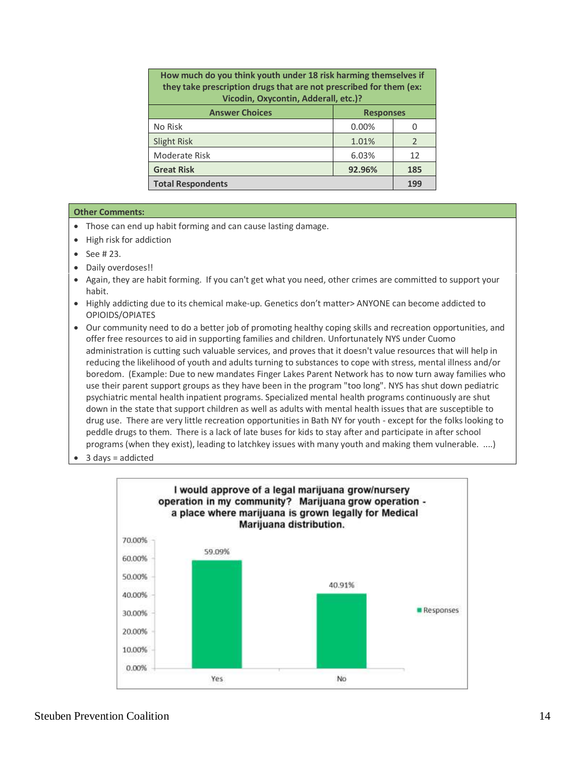| How much do you think youth under 18 risk harming themselves if they take prescription drugs that are not prescribed for them (ex: Vicodin, Oxycontin, Adderall, etc.)? | | |
|---|---|---|
| **Answer Choices** | **Responses** | |
| No Risk | 0.00% | 0 |
| Slight Risk | 1.01% | 2 |
| Moderate Risk | 6.03% | 12 |
| **Great Risk** | **92.96%** | **185** |
| **Total Respondents** | | **199** |

**Other Comments:**

- Those can end up habit forming and can cause lasting damage.
- High risk for addiction
- See # 23.
- Daily overdoses!!
- Again, they are habit forming. If you can't get what you need, other crimes are committed to support your habit.
- Highly addicting due to its chemical make-up. Genetics don't matter> ANYONE can become addicted to OPIOIDS/OPIATES
- Our community need to do a better job of promoting healthy coping skills and recreation opportunities, and offer free resources to aid in supporting families and children. Unfortunately NYS under Cuomo administration is cutting such valuable services, and proves that it doesn't value resources that will help in reducing the likelihood of youth and adults turning to substances to cope with stress, mental illness and/or boredom. (Example: Due to new mandates Finger Lakes Parent Network has to now turn away families who use their parent support groups as they have been in the program "too long". NYS has shut down pediatric psychiatric mental health inpatient programs. Specialized mental health programs continuously are shut down in the state that support children as well as adults with mental health issues that are susceptible to drug use. There are very little recreation opportunities in Bath NY for youth - except for the folks looking to peddle drugs to them. There is a lack of late buses for kids to stay after and participate in after school programs (when they exist), leading to latchkey issues with many youth and making them vulnerable. ....)
- 3 days = addicted

**I would approve of a legal marijuana grow/nursery operation in my community? Marijuana grow operation - a place where marijuana is grown legally for Medical Marijuana distribution.**

| Answer | Responses |
|---|---|
| Yes | 59.09% |
| No | 40.91% |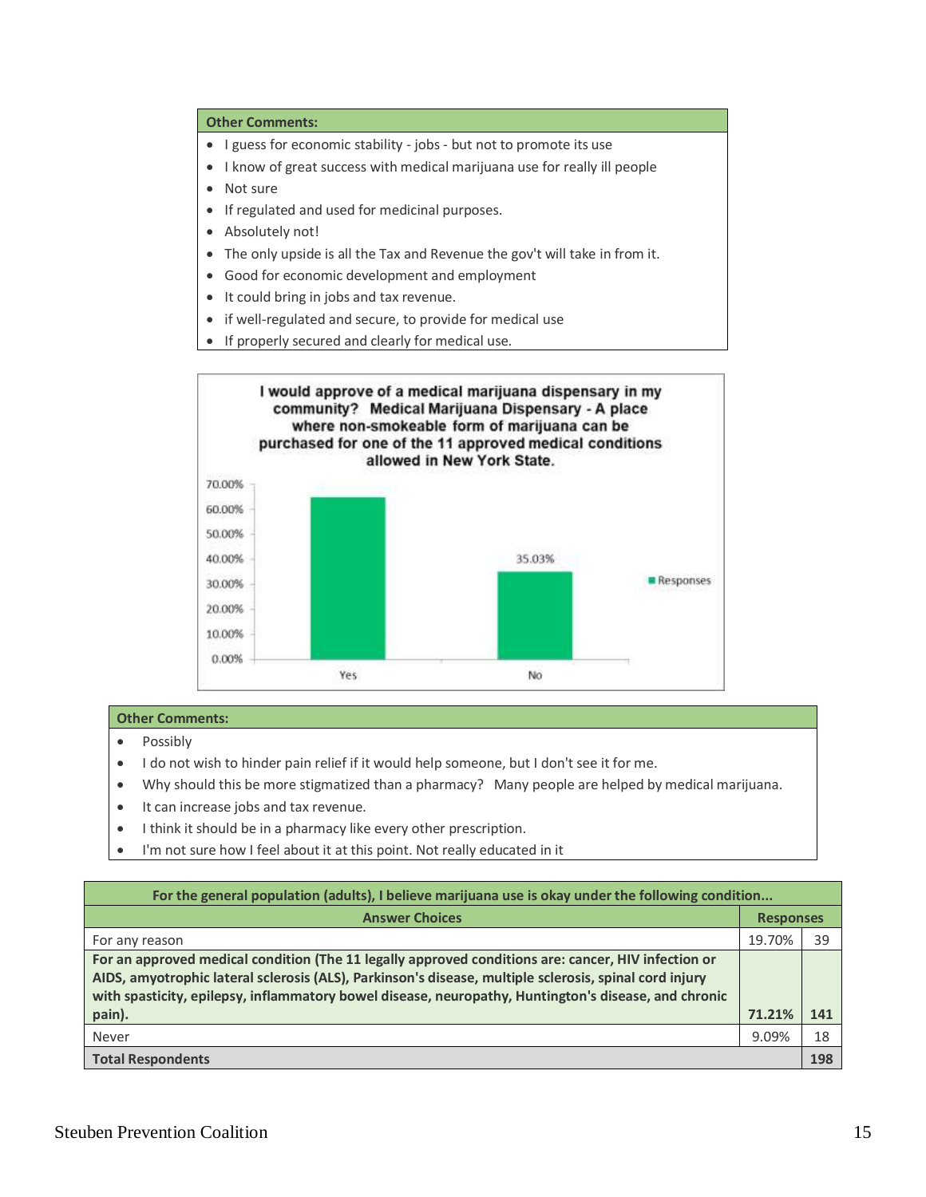| Other Comments: |
|---|
| • I guess for economic stability - jobs - but not to promote its use |
| • I know of great success with medical marijuana use for really ill people |
| • Not sure |
| • If regulated and used for medicinal purposes. |
| • Absolutely not! |
| • The only upside is all the Tax and Revenue the gov't will take in from it. |
| • Good for economic development and employment |
| • It could bring in jobs and tax revenue. |
| • if well-regulated and secure, to provide for medical use |
| • If properly secured and clearly for medical use. |

**I would approve of a medical marijuana dispensary in my community? Medical Marijuana Dispensary - A place where non-smokeable form of marijuana can be purchased for one of the 11 approved medical conditions allowed in New York State.**

| Answer | Responses |
|---|---|
| Yes | |
| No | 35.03% |

| Other Comments: |
|---|
| • Possibly |
| • I do not wish to hinder pain relief if it would help someone, but I don't see it for me. |
| • Why should this be more stigmatized than a pharmacy? Many people are helped by medical marijuana. |
| • It can increase jobs and tax revenue. |
| • I think it should be in a pharmacy like every other prescription. |
| • I'm not sure how I feel about it at this point. Not really educated in it |

| For the general population (adults), I believe marijuana use is okay under the following condition... | | |
|---|---|---|
| **Answer Choices** | **Responses** | |
| For any reason | 19.70% | 39 |
| **For an approved medical condition (The 11 legally approved conditions are: cancer, HIV infection or AIDS, amyotrophic lateral sclerosis (ALS), Parkinson's disease, multiple sclerosis, spinal cord injury with spasticity, epilepsy, inflammatory bowel disease, neuropathy, Huntington's disease, and chronic pain).** | **71.21%** | **141** |
| Never | 9.09% | 18 |
| **Total Respondents** | | **198** |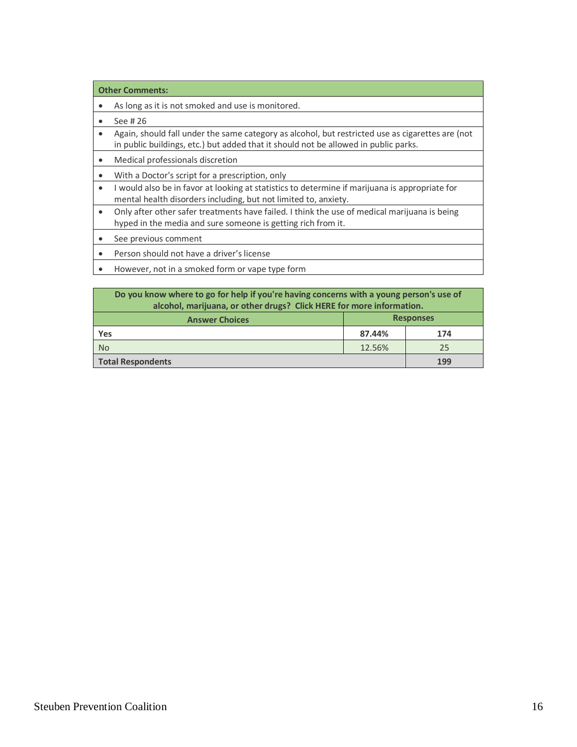| Other Comments: |
|---|
| • As long as it is not smoked and use is monitored. |
| • See # 26 |
| • Again, should fall under the same category as alcohol, but restricted use as cigarettes are (not in public buildings, etc.) but added that it should not be allowed in public parks. |
| • Medical professionals discretion |
| • With a Doctor's script for a prescription, only |
| • I would also be in favor at looking at statistics to determine if marijuana is appropriate for mental health disorders including, but not limited to, anxiety. |
| • Only after other safer treatments have failed. I think the use of medical marijuana is being hyped in the media and sure someone is getting rich from it. |
| • See previous comment |
| • Person should not have a driver's license |
| • However, not in a smoked form or vape type form |

| Do you know where to go for help if you're having concerns with a young person's use of alcohol, marijuana, or other drugs? Click HERE for more information. | | |
|---|---|---|
| **Answer Choices** | **Responses** | |
| **Yes** | **87.44%** | **174** |
| No | 12.56% | 25 |
| **Total Respondents** | | **199** |